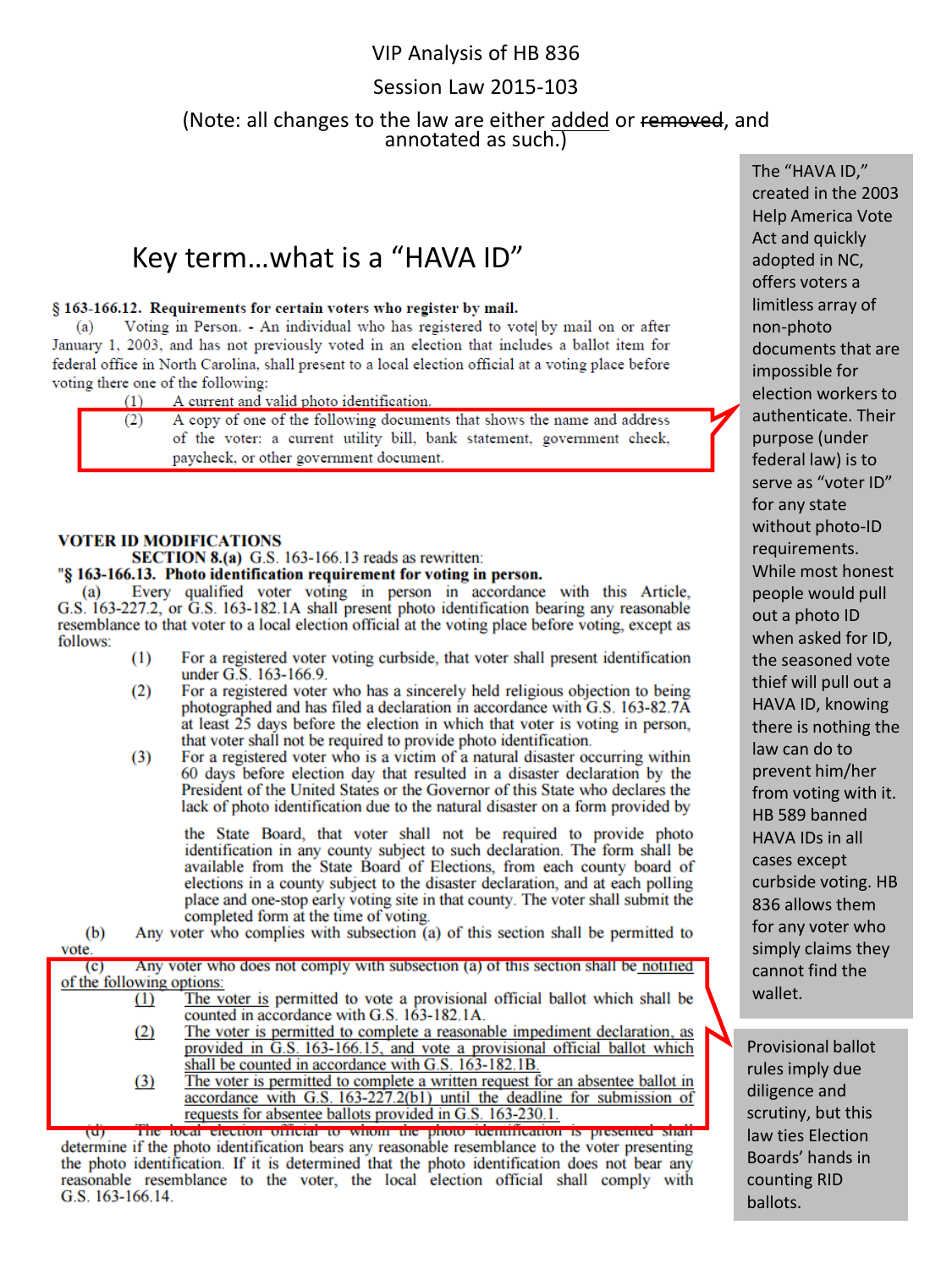# VIP Analysis of HB 836

## Session Law 2015-103

(Note: all changes to the law are either <u>added</u> or ~~removed~~, and annotated as such.)

## Key term…what is a "HAVA ID"

**§ 163-166.12. Requirements for certain voters who register by mail.**

(a) Voting in Person. - An individual who has registered to vote by mail on or after January 1, 2003, and has not previously voted in an election that includes a ballot item for federal office in North Carolina, shall present to a local election official at a voting place before voting there one of the following:

(1) A current and valid photo identification.

(2) A copy of one of the following documents that shows the name and address of the voter: a current utility bill, bank statement, government check, paycheck, or other government document.

> The "HAVA ID," created in the 2003 Help America Vote Act and quickly adopted in NC, offers voters a limitless array of non-photo documents that are impossible for election workers to authenticate. Their purpose (under federal law) is to serve as "voter ID" for any state without photo-ID requirements. While most honest people would pull out a photo ID when asked for ID, the seasoned vote thief will pull out a HAVA ID, knowing there is nothing the law can do to prevent him/her from voting with it. HB 589 banned HAVA IDs in all cases except curbside voting. HB 836 allows them for any voter who simply claims they cannot find the wallet.

**VOTER ID MODIFICATIONS**

**SECTION 8.(a)** G.S. 163-166.13 reads as rewritten:

"**§ 163-166.13. Photo identification requirement for voting in person.**

(a) Every qualified voter voting in person in accordance with this Article, G.S. 163-227.2, or G.S. 163-182.1A shall present photo identification bearing any reasonable resemblance to that voter to a local election official at the voting place before voting, except as follows:

(1) For a registered voter voting curbside, that voter shall present identification under G.S. 163-166.9.

(2) For a registered voter who has a sincerely held religious objection to being photographed and has filed a declaration in accordance with G.S. 163-82.7A at least 25 days before the election in which that voter is voting in person, that voter shall not be required to provide photo identification.

(3) For a registered voter who is a victim of a natural disaster occurring within 60 days before election day that resulted in a disaster declaration by the President of the United States or the Governor of this State who declares the lack of photo identification due to the natural disaster on a form provided by the State Board, that voter shall not be required to provide photo identification in any county subject to such declaration. The form shall be available from the State Board of Elections, from each county board of elections in a county subject to the disaster declaration, and at each polling place and one-stop early voting site in that county. The voter shall submit the completed form at the time of voting.

(b) Any voter who complies with subsection (a) of this section shall be permitted to vote.

(c) Any voter who does not comply with subsection (a) of this section shall be <u>notified of the following options:</u>

<u>(1)</u> <u>The voter is</u> permitted to vote a provisional official ballot which shall be counted in accordance with G.S. 163-182.1A.

<u>(2)</u> <u>The voter is permitted to complete a reasonable impediment declaration, as provided in G.S. 163-166.15, and vote a provisional official ballot which shall be counted in accordance with G.S. 163-182.1B.</u>

<u>(3)</u> <u>The voter is permitted to complete a written request for an absentee ballot in accordance with G.S. 163-227.2(b1) until the deadline for submission of requests for absentee ballots provided in G.S. 163-230.1.</u>

~~(d)~~ ~~The local election official to whom the photo identification is presented shall~~ determine if the photo identification bears any reasonable resemblance to the voter presenting the photo identification. If it is determined that the photo identification does not bear any reasonable resemblance to the voter, the local election official shall comply with G.S. 163-166.14.

> Provisional ballot rules imply due diligence and scrutiny, but this law ties Election Boards' hands in counting RID ballots.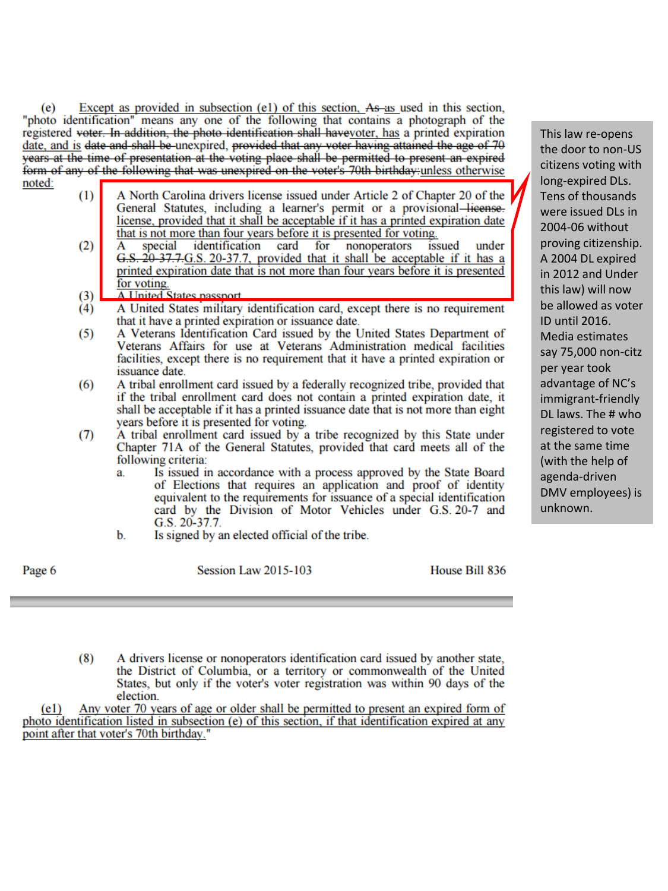(e) ~~Except as provided in subsection (e1) of this section, As~~ as used in this section, "photo identification" means any one of the following that contains a photograph of the registered ~~voter. In addition, the photo identification shall have~~voter, has a printed expiration date, and is ~~date and shall be~~ unexpired, ~~provided that any voter having attained the age of 70 years at the time of presentation at the voting place shall be permitted to present an expired form of any of the following that was unexpired on the voter's 70th birthday:~~unless otherwise noted:

(1) A North Carolina drivers license issued under Article 2 of Chapter 20 of the General Statutes, including a learner's permit or a provisional ~~license.~~ license, provided that it shall be acceptable if it has a printed expiration date that is not more than four years before it is presented for voting.

(2) A special identification card for nonoperators issued under ~~G.S. 20-37.7.~~G.S. 20-37.7, provided that it shall be acceptable if it has a printed expiration date that is not more than four years before it is presented for voting.

(3) A United States passport.

(4) A United States military identification card, except there is no requirement that it have a printed expiration or issuance date.

(5) A Veterans Identification Card issued by the United States Department of Veterans Affairs for use at Veterans Administration medical facilities facilities, except there is no requirement that it have a printed expiration or issuance date.

(6) A tribal enrollment card issued by a federally recognized tribe, provided that if the tribal enrollment card does not contain a printed expiration date, it shall be acceptable if it has a printed issuance date that is not more than eight years before it is presented for voting.

(7) A tribal enrollment card issued by a tribe recognized by this State under Chapter 71A of the General Statutes, provided that card meets all of the following criteria:

a. Is issued in accordance with a process approved by the State Board of Elections that requires an application and proof of identity equivalent to the requirements for issuance of a special identification card by the Division of Motor Vehicles under G.S. 20-7 and G.S. 20-37.7.

b. Is signed by an elected official of the tribe.

This law re-opens the door to non-US citizens voting with long-expired DLs. Tens of thousands were issued DLs in 2004-06 without proving citizenship. A 2004 DL expired in 2012 and Under this law) will now be allowed as voter ID until 2016. Media estimates say 75,000 non-citz per year took advantage of NC's immigrant-friendly DL laws. The # who registered to vote at the same time (with the help of agenda-driven DMV employees) is unknown.

(8) A drivers license or nonoperators identification card issued by another state, the District of Columbia, or a territory or commonwealth of the United States, but only if the voter's voter registration was within 90 days of the election.

(e1) Any voter 70 years of age or older shall be permitted to present an expired form of photo identification listed in subsection (e) of this section, if that identification expired at any point after that voter's 70th birthday."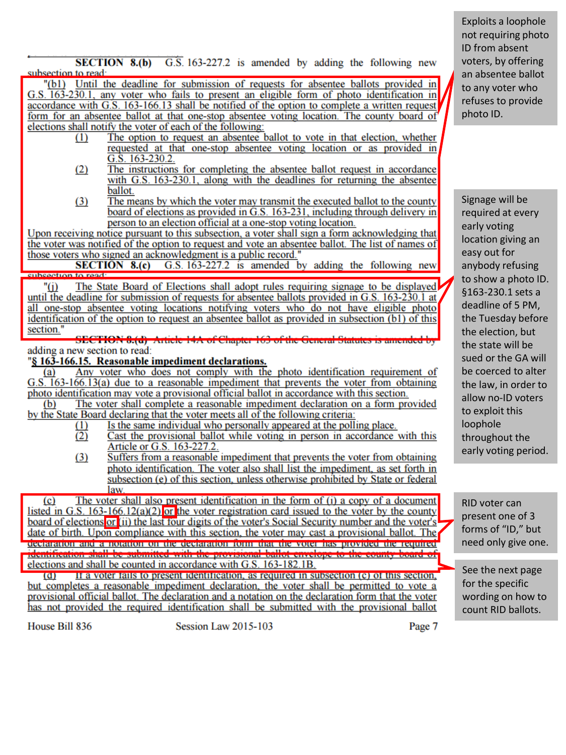**SECTION 8.(b)** G.S. 163-227.2 is amended by adding the following new subsection to read:

"(b1) Until the deadline for submission of requests for absentee ballots provided in G.S. 163-230.1, any voter who fails to present an eligible form of photo identification in accordance with G.S. 163-166.13 shall be notified of the option to complete a written request form for an absentee ballot at that one-stop absentee voting location. The county board of elections shall notify the voter of each of the following:

(1) The option to request an absentee ballot to vote in that election, whether requested at that one-stop absentee voting location or as provided in G.S. 163-230.2.

(2) The instructions for completing the absentee ballot request in accordance with G.S. 163-230.1, along with the deadlines for returning the absentee ballot.

(3) The means by which the voter may transmit the executed ballot to the county board of elections as provided in G.S. 163-231, including through delivery in person to an election official at a one-stop voting location.

Upon receiving notice pursuant to this subsection, a voter shall sign a form acknowledging that the voter was notified of the option to request and vote an absentee ballot. The list of names of those voters who sign an acknowledgment is a public record."

**SECTION 8.(c)** G.S. 163-227.2 is amended by adding the following new subsection to read:

"(j) The State Board of Elections shall adopt rules requiring signage to be displayed until the deadline for submission of requests for absentee ballots provided in G.S. 163-230.1 at all one-stop absentee voting locations notifying voters who do not have eligible photo identification of the option to request an absentee ballot as provided in subsection (b1) of this section."

**SECTION 8.(d)** Article 14A of Chapter 163 of the General Statutes is amended by adding a new section to read:

"**§ 163-166.15. Reasonable impediment declarations.**

(a) Any voter who does not comply with the photo identification requirement of G.S. 163-166.13(a) due to a reasonable impediment that prevents the voter from obtaining photo identification may vote a provisional official ballot in accordance with this section.

(b) The voter shall complete a reasonable impediment declaration on a form provided by the State Board declaring that the voter meets all of the following criteria:

(1) Is the same individual who personally appeared at the polling place.

(2) Cast the provisional ballot while voting in person in accordance with this Article or G.S. 163-227.2.

(3) Suffers from a reasonable impediment that prevents the voter from obtaining photo identification. The voter also shall list the impediment, as set forth in subsection (e) of this section, unless otherwise prohibited by State or federal law.

(c) The voter shall also present identification in the form of (i) a copy of a document listed in G.S. 163-166.12(a)(2) or the voter registration card issued to the voter by the county board of elections or (ii) the last four digits of the voter's Social Security number and the voter's date of birth. Upon compliance with this section, the voter may cast a provisional ballot. The declaration and a notation on the declaration form that the voter has provided the required identification shall be submitted with the provisional ballot envelope to the county board of elections and shall be counted in accordance with G.S. 163-182.1B.

(d) If a voter fails to present identification, as required in subsection (c) of this section, but completes a reasonable impediment declaration, the voter shall be permitted to vote a provisional official ballot. The declaration and a notation on the declaration form that the voter has not provided the required identification shall be submitted with the provisional ballot

House Bill 836 Session Law 2015-103

Exploits a loophole not requiring photo ID from absent voters, by offering an absentee ballot to any voter who refuses to provide photo ID.

Signage will be required at every early voting location giving an easy out for anybody refusing to show a photo ID. §163-230.1 sets a deadline of 5 PM, the Tuesday before the election, but the state will be sued or the GA will be coerced to alter the law, in order to allow no-ID voters to exploit this loophole throughout the early voting period.

RID voter can present one of 3 forms of "ID," but need only give one.

See the next page for the specific wording on how to count RID ballots.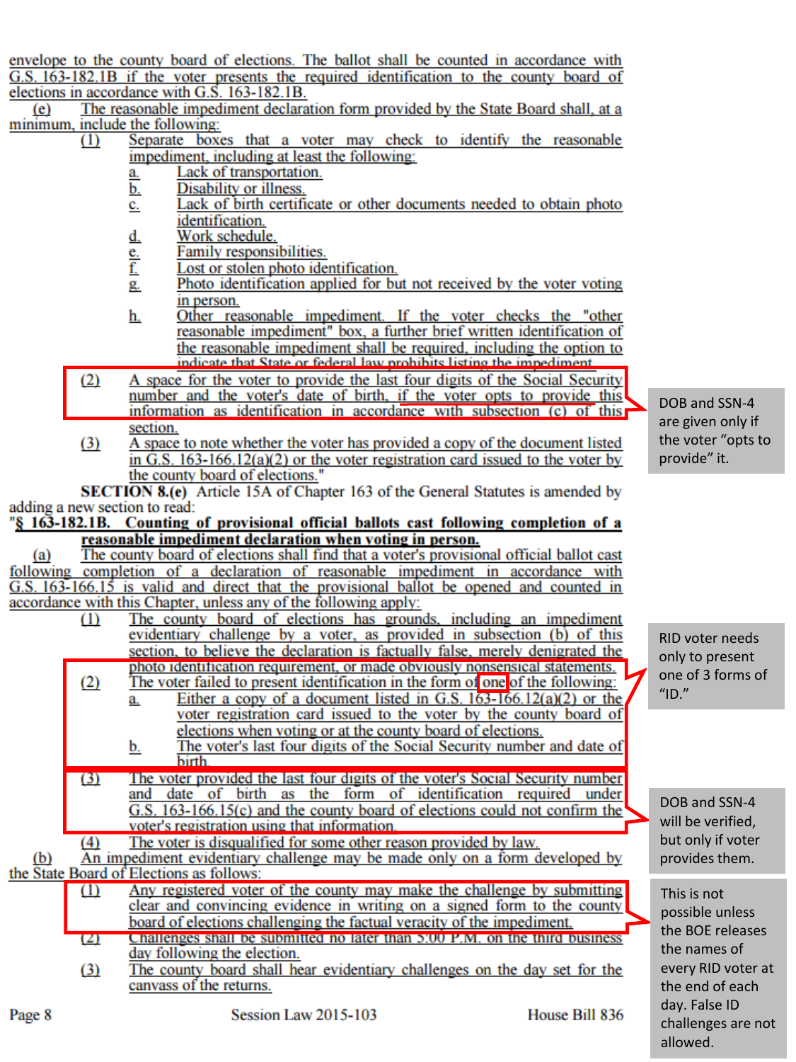envelope to the county board of elections. The ballot shall be counted in accordance with G.S. 163-182.1B if the voter presents the required identification to the county board of elections in accordance with G.S. 163-182.1B.

(e) The reasonable impediment declaration form provided by the State Board shall, at a minimum, include the following:

(1) Separate boxes that a voter may check to identify the reasonable impediment, including at least the following:
   a. Lack of transportation.
   b. Disability or illness.
   c. Lack of birth certificate or other documents needed to obtain photo identification.
   d. Work schedule.
   e. Family responsibilities.
   f. Lost or stolen photo identification.
   g. Photo identification applied for but not received by the voter voting in person.
   h. Other reasonable impediment. If the voter checks the "other reasonable impediment" box, a further brief written identification of the reasonable impediment shall be required, including the option to indicate that State or federal law prohibits listing the impediment.

(2) A space for the voter to provide the last four digits of the Social Security number and the voter's date of birth, if the voter opts to provide this information as identification in accordance with subsection (c) of this section.

(3) A space to note whether the voter has provided a copy of the document listed in G.S. 163-166.12(a)(2) or the voter registration card issued to the voter by the county board of elections."

DOB and SSN-4 are given only if the voter "opts to provide" it.

**SECTION 8.(e)** Article 15A of Chapter 163 of the General Statutes is amended by adding a new section to read:

"**§ 163-182.1B. Counting of provisional official ballots cast following completion of a reasonable impediment declaration when voting in person.**

(a) The county board of elections shall find that a voter's provisional official ballot cast following completion of a declaration of reasonable impediment in accordance with G.S. 163-166.15 is valid and direct that the provisional ballot be opened and counted in accordance with this Chapter, unless any of the following apply:

(1) The county board of elections has grounds, including an impediment evidentiary challenge by a voter, as provided in subsection (b) of this section, to believe the declaration is factually false, merely denigrated the photo identification requirement, or made obviously nonsensical statements.

(2) The voter failed to present identification in the form of one of the following:
   a. Either a copy of a document listed in G.S. 163-166.12(a)(2) or the voter registration card issued to the voter by the county board of elections when voting or at the county board of elections.
   b. The voter's last four digits of the Social Security number and date of birth.

(3) The voter provided the last four digits of the voter's Social Security number and date of birth as the form of identification required under G.S. 163-166.15(c) and the county board of elections could not confirm the voter's registration using that information.

(4) The voter is disqualified for some other reason provided by law.

RID voter needs only to present one of 3 forms of "ID."

DOB and SSN-4 will be verified, but only if voter provides them.

(b) An impediment evidentiary challenge may be made only on a form developed by the State Board of Elections as follows:

(1) Any registered voter of the county may make the challenge by submitting clear and convincing evidence in writing on a signed form to the county board of elections challenging the factual veracity of the impediment.

(2) Challenges shall be submitted no later than 5:00 P.M. on the third business day following the election.

(3) The county board shall hear evidentiary challenges on the day set for the canvass of the returns.

This is not possible unless the BOE releases the names of every RID voter at the end of each day. False ID challenges are not allowed.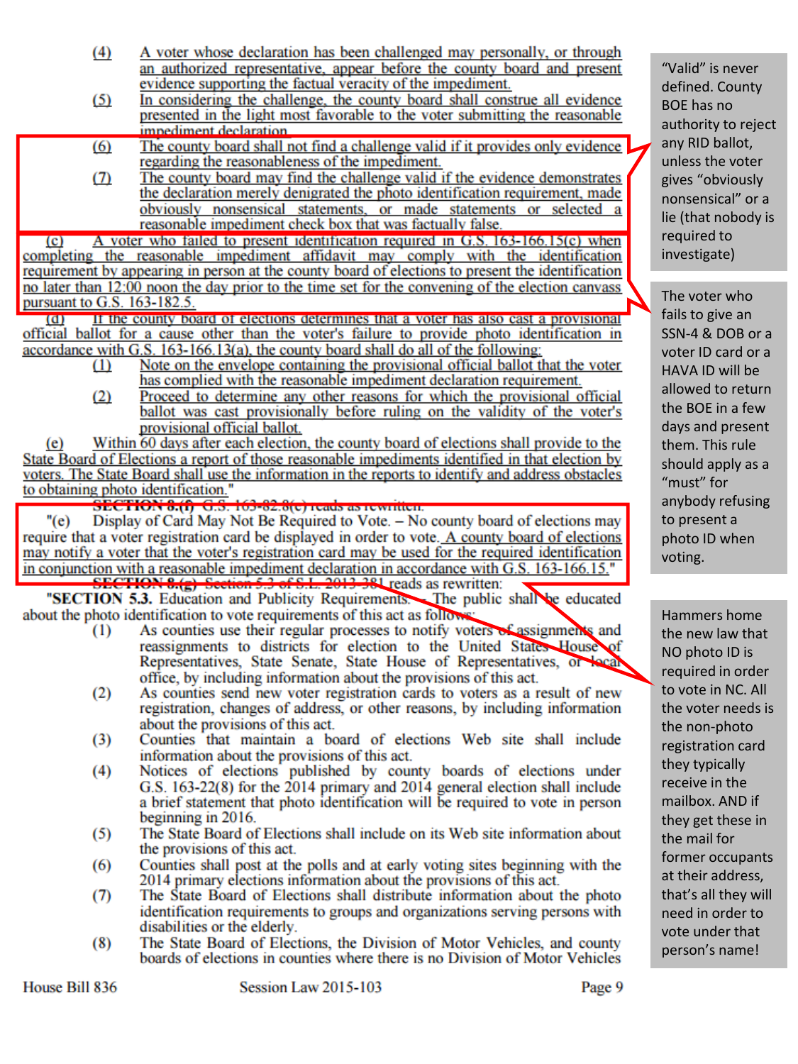(4) A voter whose declaration has been challenged may personally, or through an authorized representative, appear before the county board and present evidence supporting the factual veracity of the impediment.

(5) In considering the challenge, the county board shall construe all evidence presented in the light most favorable to the voter submitting the reasonable impediment declaration.

(6) The county board shall not find a challenge valid if it provides only evidence regarding the reasonableness of the impediment.

(7) The county board may find the challenge valid if the evidence demonstrates the declaration merely denigrated the photo identification requirement, made obviously nonsensical statements, or made statements or selected a reasonable impediment check box that was factually false.

(c) A voter who failed to present identification required in G.S. 163-166.15(c) when completing the reasonable impediment affidavit may comply with the identification requirement by appearing in person at the county board of elections to present the identification no later than 12:00 noon the day prior to the time set for the convening of the election canvass pursuant to G.S. 163-182.5.

(d) If the county board of elections determines that a voter has also cast a provisional official ballot for a cause other than the voter's failure to provide photo identification in accordance with G.S. 163-166.13(a), the county board shall do all of the following:

(1) Note on the envelope containing the provisional official ballot that the voter has complied with the reasonable impediment declaration requirement.

(2) Proceed to determine any other reasons for which the provisional official ballot was cast provisionally before ruling on the validity of the voter's provisional official ballot.

(e) Within 60 days after each election, the county board of elections shall provide to the State Board of Elections a report of those reasonable impediments identified in that election by voters. The State Board shall use the information in the reports to identify and address obstacles to obtaining photo identification."

~~SECTION 8.(f) G.S. 163-82.8(e) reads as rewritten:~~

"(e) Display of Card May Not Be Required to Vote. – No county board of elections may require that a voter registration card be displayed in order to vote. A county board of elections may notify a voter that the voter's registration card may be used for the required identification in conjunction with a reasonable impediment declaration in accordance with G.S. 163-166.15."

~~SECTION 8.(g) Section 5.3 of S.L. 2013-381 reads as rewritten:~~

"**SECTION 5.3.** Education and Publicity Requirements. – The public shall be educated about the photo identification to vote requirements of this act as follows:

(1) As counties use their regular processes to notify voters of assignments and reassignments to districts for election to the United States House of Representatives, State Senate, State House of Representatives, or local office, by including information about the provisions of this act.

(2) As counties send new voter registration cards to voters as a result of new registration, changes of address, or other reasons, by including information about the provisions of this act.

(3) Counties that maintain a board of elections Web site shall include information about the provisions of this act.

(4) Notices of elections published by county boards of elections under G.S. 163-22(8) for the 2014 primary and 2014 general election shall include a brief statement that photo identification will be required to vote in person beginning in 2016.

(5) The State Board of Elections shall include on its Web site information about the provisions of this act.

(6) Counties shall post at the polls and at early voting sites beginning with the 2014 primary elections information about the provisions of this act.

(7) The State Board of Elections shall distribute information about the photo identification requirements to groups and organizations serving persons with disabilities or the elderly.

(8) The State Board of Elections, the Division of Motor Vehicles, and county boards of elections in counties where there is no Division of Motor Vehicles

House Bill 836 Session Law 2015-103

> "Valid" is never defined. County BOE has no authority to reject any RID ballot, unless the voter gives "obviously nonsensical" or a lie (that nobody is required to investigate)

> The voter who fails to give an SSN-4 & DOB or a voter ID card or a HAVA ID will be allowed to return the BOE in a few days and present them. This rule should apply as a "must" for anybody refusing to present a photo ID when voting.

> Hammers home the new law that NO photo ID is required in order to vote in NC. All the voter needs is the non-photo registration card they typically receive in the mailbox. AND if they get these in the mail for former occupants at their address, that's all they will need in order to vote under that person's name!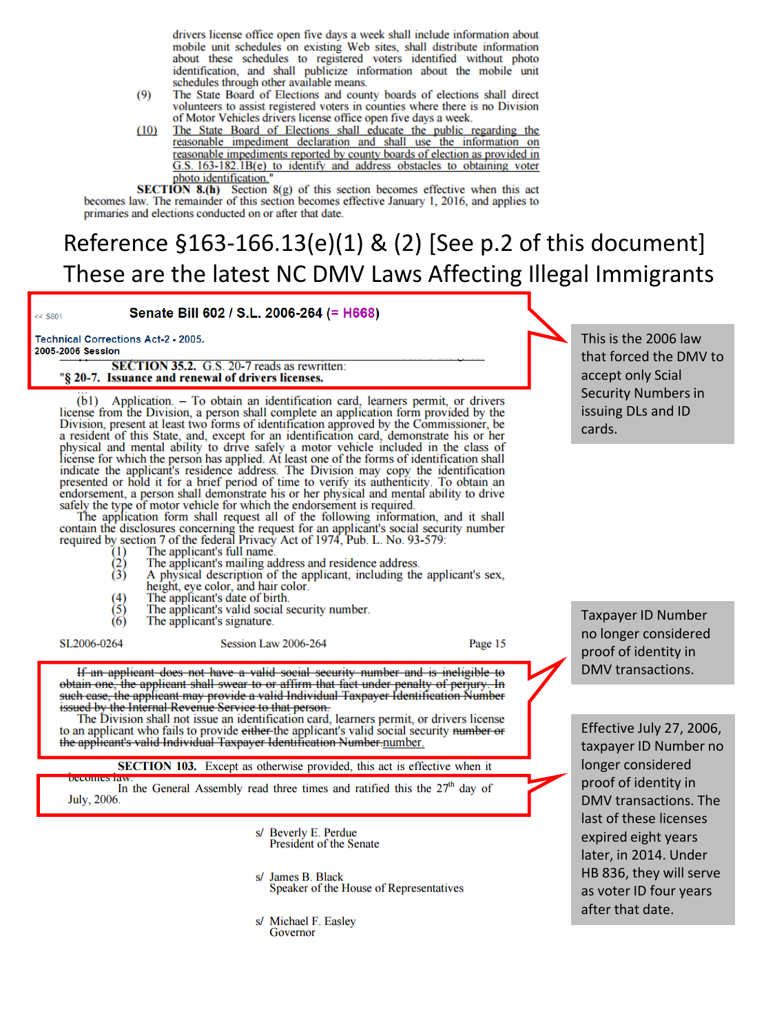drivers license office open five days a week shall include information about mobile unit schedules on existing Web sites, shall distribute information about these schedules to registered voters identified without photo identification, and shall publicize information about the mobile unit schedules through other available means.

(9) The State Board of Elections and county boards of elections shall direct volunteers to assist registered voters in counties where there is no Division of Motor Vehicles drivers license office open five days a week.

(10) The State Board of Elections shall educate the public regarding the reasonable impediment declaration and shall use the information on reasonable impediments reported by county boards of election as provided in G.S. 163-182.1B(e) to identify and address obstacles to obtaining voter photo identification."

**SECTION 8.(h)** Section 8(g) of this section becomes effective when this act becomes law. The remainder of this section becomes effective January 1, 2016, and applies to primaries and elections conducted on or after that date.

## Reference §163-166.13(e)(1) & (2) [See p.2 of this document]
## These are the latest NC DMV Laws Affecting Illegal Immigrants

<< S601

**Senate Bill 602 / S.L. 2006-264 (= H668)**

**Technical Corrections Act-2 - 2005.**
**2005-2006 Session**

**SECTION 35.2.** G.S. 20-7 reads as rewritten:
"**§ 20-7. Issuance and renewal of drivers licenses.**

This is the 2006 law that forced the DMV to accept only Scial Security Numbers in issuing DLs and ID cards.

...

(b1) Application. – To obtain an identification card, learners permit, or drivers license from the Division, a person shall complete an application form provided by the Division, present at least two forms of identification approved by the Commissioner, be a resident of this State, and, except for an identification card, demonstrate his or her physical and mental ability to drive safely a motor vehicle included in the class of license for which the person has applied. At least one of the forms of identification shall indicate the applicant's residence address. The Division may copy the identification presented or hold it for a brief period of time to verify its authenticity. To obtain an endorsement, a person shall demonstrate his or her physical and mental ability to drive safely the type of motor vehicle for which the endorsement is required.

The application form shall request all of the following information, and it shall contain the disclosures concerning the request for an applicant's social security number required by section 7 of the federal Privacy Act of 1974, Pub. L. No. 93-579:

(1) The applicant's full name.
(2) The applicant's mailing address and residence address.
(3) A physical description of the applicant, including the applicant's sex, height, eye color, and hair color.
(4) The applicant's date of birth.
(5) The applicant's valid social security number.
(6) The applicant's signature.

SL2006-0264 Session Law 2006-264 Page 15

~~If an applicant does not have a valid social security number and is ineligible to obtain one, the applicant shall swear to or affirm that fact under penalty of perjury. In such case, the applicant may provide a valid Individual Taxpayer Identification Number issued by the Internal Revenue Service to that person.~~

The Division shall not issue an identification card, learners permit, or drivers license to an applicant who fails to provide ~~either~~ the applicant's valid social security ~~number or the applicant's valid Individual Taxpayer Identification Number~~ number.

Taxpayer ID Number no longer considered proof of identity in DMV transactions.

**SECTION 103.** Except as otherwise provided, this act is effective when it becomes law.

In the General Assembly read three times and ratified this the 27th day of July, 2006.

Effective July 27, 2006, taxpayer ID Number no longer considered proof of identity in DMV transactions. The last of these licenses expired eight years later, in 2014. Under HB 836, they will serve as voter ID four years after that date.

s/ Beverly E. Perdue
President of the Senate

s/ James B. Black
Speaker of the House of Representatives

s/ Michael F. Easley
Governor